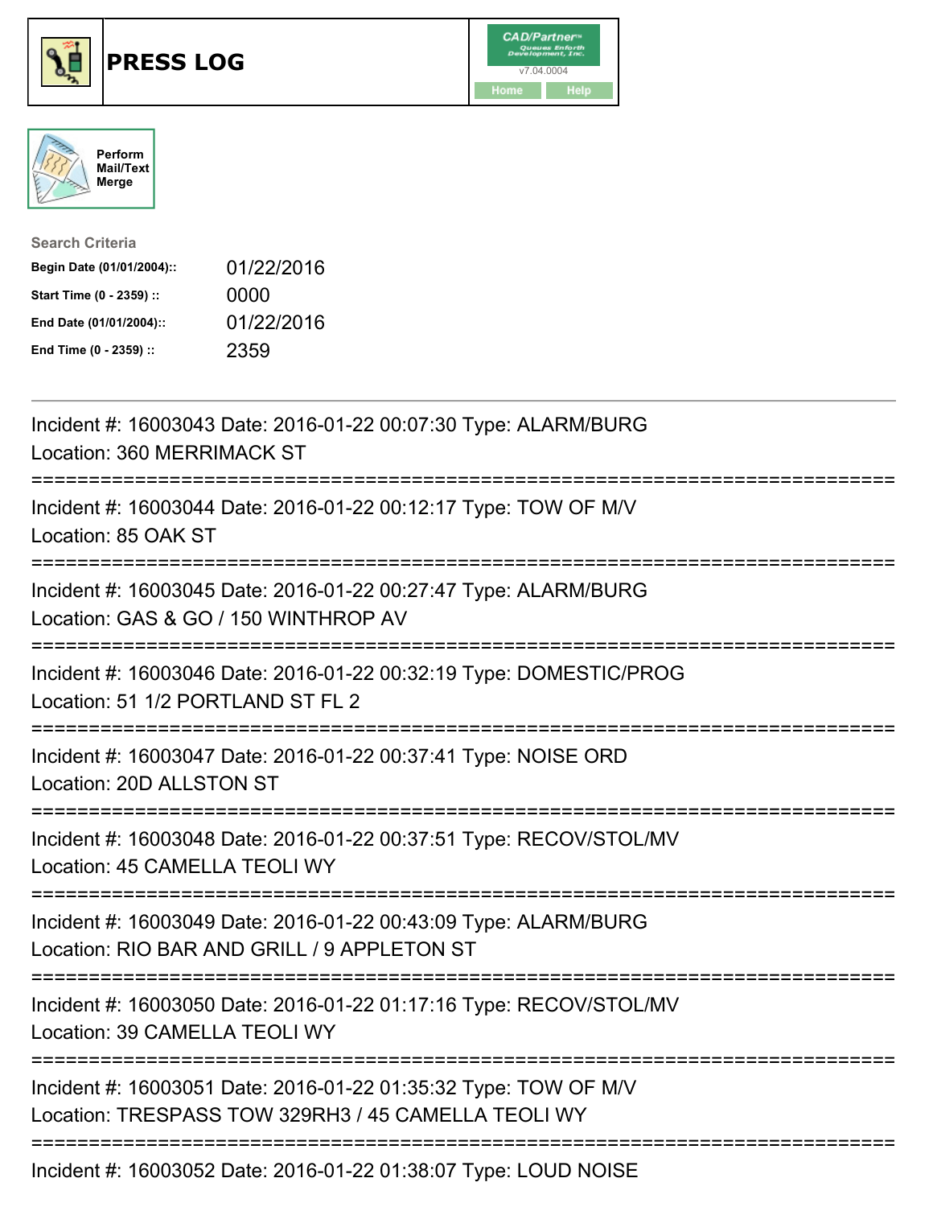# PRESS LOG

CAD/Partner
v7.04.0004
Home Help

Perform Mail/Text Merge

**Search Criteria**

| | |
|---|---|
| **Begin Date (01/01/2004)::** | 01/22/2016 |
| **Start Time (0 - 2359) ::** | 0000 |
| **End Date (01/01/2004)::** | 01/22/2016 |
| **End Time (0 - 2359) ::** | 2359 |

---

Incident #: 16003043 Date: 2016-01-22 00:07:30 Type: ALARM/BURG
Location: 360 MERRIMACK ST

===========================================================================

Incident #: 16003044 Date: 2016-01-22 00:12:17 Type: TOW OF M/V
Location: 85 OAK ST

===========================================================================

Incident #: 16003045 Date: 2016-01-22 00:27:47 Type: ALARM/BURG
Location: GAS & GO / 150 WINTHROP AV

===========================================================================

Incident #: 16003046 Date: 2016-01-22 00:32:19 Type: DOMESTIC/PROG
Location: 51 1/2 PORTLAND ST FL 2

===========================================================================

Incident #: 16003047 Date: 2016-01-22 00:37:41 Type: NOISE ORD
Location: 20D ALLSTON ST

===========================================================================

Incident #: 16003048 Date: 2016-01-22 00:37:51 Type: RECOV/STOL/MV
Location: 45 CAMELLA TEOLI WY

===========================================================================

Incident #: 16003049 Date: 2016-01-22 00:43:09 Type: ALARM/BURG
Location: RIO BAR AND GRILL / 9 APPLETON ST

===========================================================================

Incident #: 16003050 Date: 2016-01-22 01:17:16 Type: RECOV/STOL/MV
Location: 39 CAMELLA TEOLI WY

===========================================================================

Incident #: 16003051 Date: 2016-01-22 01:35:32 Type: TOW OF M/V
Location: TRESPASS TOW 329RH3 / 45 CAMELLA TEOLI WY

===========================================================================

Incident #: 16003052 Date: 2016-01-22 01:38:07 Type: LOUD NOISE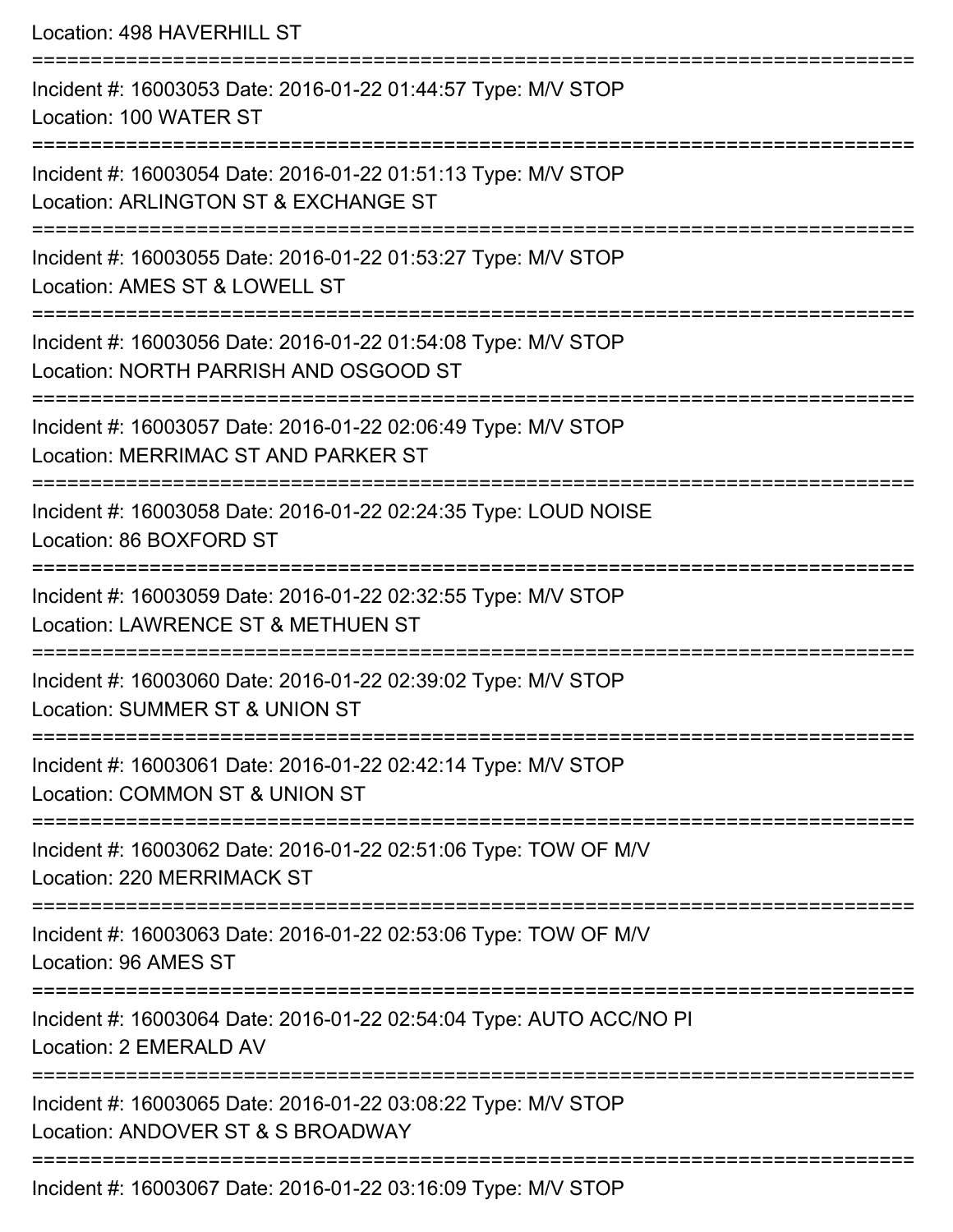Location: 498 HAVERHILL ST

===========================================================================

Incident #: 16003053 Date: 2016-01-22 01:44:57 Type: M/V STOP
Location: 100 WATER ST

===========================================================================

Incident #: 16003054 Date: 2016-01-22 01:51:13 Type: M/V STOP
Location: ARLINGTON ST & EXCHANGE ST

===========================================================================

Incident #: 16003055 Date: 2016-01-22 01:53:27 Type: M/V STOP
Location: AMES ST & LOWELL ST

===========================================================================

Incident #: 16003056 Date: 2016-01-22 01:54:08 Type: M/V STOP
Location: NORTH PARRISH AND OSGOOD ST

===========================================================================

Incident #: 16003057 Date: 2016-01-22 02:06:49 Type: M/V STOP
Location: MERRIMAC ST AND PARKER ST

===========================================================================

Incident #: 16003058 Date: 2016-01-22 02:24:35 Type: LOUD NOISE
Location: 86 BOXFORD ST

===========================================================================

Incident #: 16003059 Date: 2016-01-22 02:32:55 Type: M/V STOP
Location: LAWRENCE ST & METHUEN ST

===========================================================================

Incident #: 16003060 Date: 2016-01-22 02:39:02 Type: M/V STOP
Location: SUMMER ST & UNION ST

===========================================================================

Incident #: 16003061 Date: 2016-01-22 02:42:14 Type: M/V STOP
Location: COMMON ST & UNION ST

===========================================================================

Incident #: 16003062 Date: 2016-01-22 02:51:06 Type: TOW OF M/V
Location: 220 MERRIMACK ST

===========================================================================

Incident #: 16003063 Date: 2016-01-22 02:53:06 Type: TOW OF M/V
Location: 96 AMES ST

===========================================================================

Incident #: 16003064 Date: 2016-01-22 02:54:04 Type: AUTO ACC/NO PI
Location: 2 EMERALD AV

===========================================================================

Incident #: 16003065 Date: 2016-01-22 03:08:22 Type: M/V STOP
Location: ANDOVER ST & S BROADWAY

===========================================================================

Incident #: 16003067 Date: 2016-01-22 03:16:09 Type: M/V STOP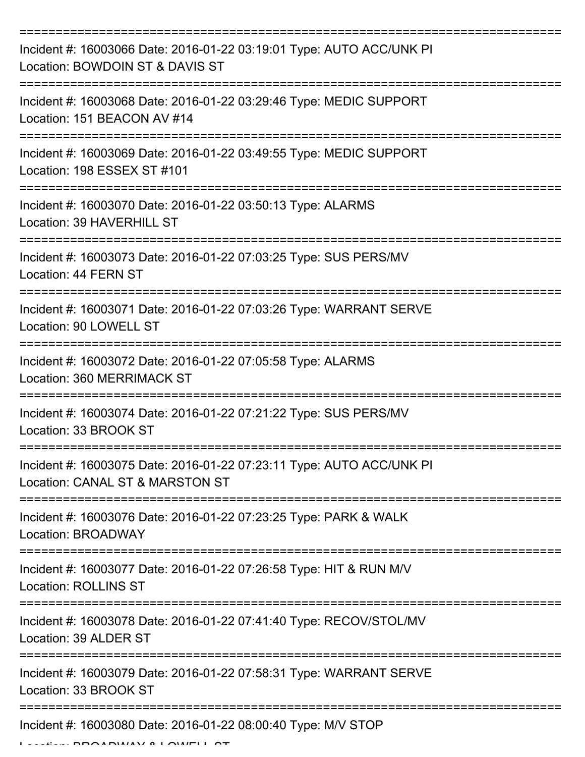Incident #: 16003066 Date: 2016-01-22 03:19:01 Type: AUTO ACC/UNK PI
Location: BOWDOIN ST & DAVIS ST

Incident #: 16003068 Date: 2016-01-22 03:29:46 Type: MEDIC SUPPORT
Location: 151 BEACON AV #14

Incident #: 16003069 Date: 2016-01-22 03:49:55 Type: MEDIC SUPPORT
Location: 198 ESSEX ST #101

Incident #: 16003070 Date: 2016-01-22 03:50:13 Type: ALARMS
Location: 39 HAVERHILL ST

Incident #: 16003073 Date: 2016-01-22 07:03:25 Type: SUS PERS/MV
Location: 44 FERN ST

Incident #: 16003071 Date: 2016-01-22 07:03:26 Type: WARRANT SERVE
Location: 90 LOWELL ST

Incident #: 16003072 Date: 2016-01-22 07:05:58 Type: ALARMS
Location: 360 MERRIMACK ST

Incident #: 16003074 Date: 2016-01-22 07:21:22 Type: SUS PERS/MV
Location: 33 BROOK ST

Incident #: 16003075 Date: 2016-01-22 07:23:11 Type: AUTO ACC/UNK PI
Location: CANAL ST & MARSTON ST

Incident #: 16003076 Date: 2016-01-22 07:23:25 Type: PARK & WALK
Location: BROADWAY

Incident #: 16003077 Date: 2016-01-22 07:26:58 Type: HIT & RUN M/V
Location: ROLLINS ST

Incident #: 16003078 Date: 2016-01-22 07:41:40 Type: RECOV/STOL/MV
Location: 39 ALDER ST

Incident #: 16003079 Date: 2016-01-22 07:58:31 Type: WARRANT SERVE
Location: 33 BROOK ST

Incident #: 16003080 Date: 2016-01-22 08:00:40 Type: M/V STOP
Location: BROADWAY & LOWELL ST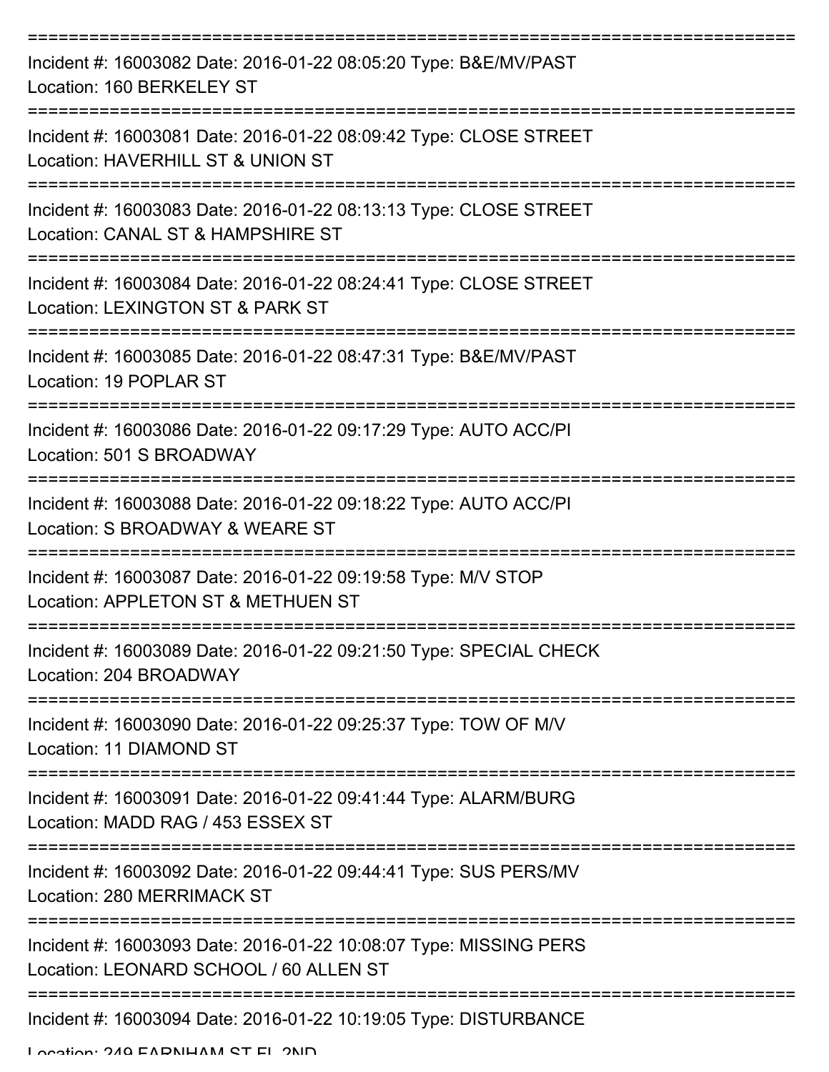===========================================================================

Incident #: 16003082 Date: 2016-01-22 08:05:20 Type: B&E/MV/PAST
Location: 160 BERKELEY ST

===========================================================================

Incident #: 16003081 Date: 2016-01-22 08:09:42 Type: CLOSE STREET
Location: HAVERHILL ST & UNION ST

===========================================================================

Incident #: 16003083 Date: 2016-01-22 08:13:13 Type: CLOSE STREET
Location: CANAL ST & HAMPSHIRE ST

===========================================================================

Incident #: 16003084 Date: 2016-01-22 08:24:41 Type: CLOSE STREET
Location: LEXINGTON ST & PARK ST

===========================================================================

Incident #: 16003085 Date: 2016-01-22 08:47:31 Type: B&E/MV/PAST
Location: 19 POPLAR ST

===========================================================================

Incident #: 16003086 Date: 2016-01-22 09:17:29 Type: AUTO ACC/PI
Location: 501 S BROADWAY

===========================================================================

Incident #: 16003088 Date: 2016-01-22 09:18:22 Type: AUTO ACC/PI
Location: S BROADWAY & WEARE ST

===========================================================================

Incident #: 16003087 Date: 2016-01-22 09:19:58 Type: M/V STOP
Location: APPLETON ST & METHUEN ST

===========================================================================

Incident #: 16003089 Date: 2016-01-22 09:21:50 Type: SPECIAL CHECK
Location: 204 BROADWAY

===========================================================================

Incident #: 16003090 Date: 2016-01-22 09:25:37 Type: TOW OF M/V
Location: 11 DIAMOND ST

===========================================================================

Incident #: 16003091 Date: 2016-01-22 09:41:44 Type: ALARM/BURG
Location: MADD RAG / 453 ESSEX ST

===========================================================================

Incident #: 16003092 Date: 2016-01-22 09:44:41 Type: SUS PERS/MV
Location: 280 MERRIMACK ST

===========================================================================

Incident #: 16003093 Date: 2016-01-22 10:08:07 Type: MISSING PERS
Location: LEONARD SCHOOL / 60 ALLEN ST

===========================================================================

Incident #: 16003094 Date: 2016-01-22 10:19:05 Type: DISTURBANCE
Location: 249 FARNHAM ST FL 2ND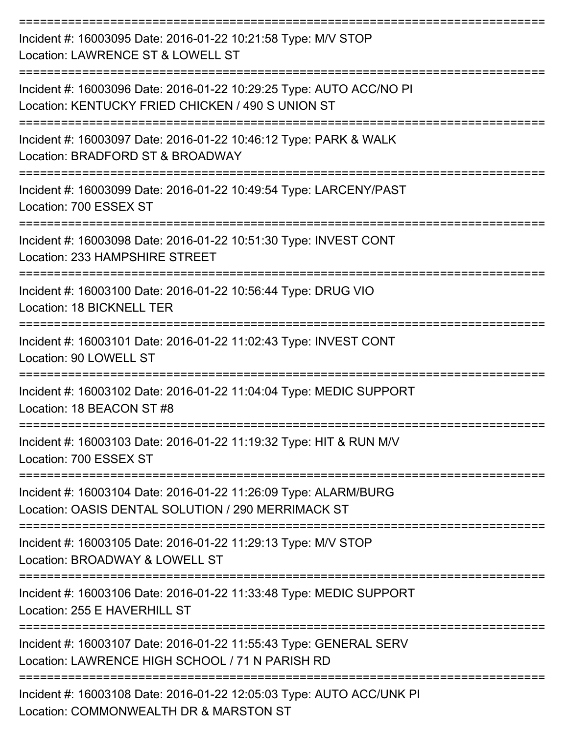===========================================================================
Incident #: 16003095 Date: 2016-01-22 10:21:58 Type: M/V STOP
Location: LAWRENCE ST & LOWELL ST
===========================================================================
Incident #: 16003096 Date: 2016-01-22 10:29:25 Type: AUTO ACC/NO PI
Location: KENTUCKY FRIED CHICKEN / 490 S UNION ST
===========================================================================
Incident #: 16003097 Date: 2016-01-22 10:46:12 Type: PARK & WALK
Location: BRADFORD ST & BROADWAY
===========================================================================
Incident #: 16003099 Date: 2016-01-22 10:49:54 Type: LARCENY/PAST
Location: 700 ESSEX ST
===========================================================================
Incident #: 16003098 Date: 2016-01-22 10:51:30 Type: INVEST CONT
Location: 233 HAMPSHIRE STREET
===========================================================================
Incident #: 16003100 Date: 2016-01-22 10:56:44 Type: DRUG VIO
Location: 18 BICKNELL TER
===========================================================================
Incident #: 16003101 Date: 2016-01-22 11:02:43 Type: INVEST CONT
Location: 90 LOWELL ST
===========================================================================
Incident #: 16003102 Date: 2016-01-22 11:04:04 Type: MEDIC SUPPORT
Location: 18 BEACON ST #8
===========================================================================
Incident #: 16003103 Date: 2016-01-22 11:19:32 Type: HIT & RUN M/V
Location: 700 ESSEX ST
===========================================================================
Incident #: 16003104 Date: 2016-01-22 11:26:09 Type: ALARM/BURG
Location: OASIS DENTAL SOLUTION / 290 MERRIMACK ST
===========================================================================
Incident #: 16003105 Date: 2016-01-22 11:29:13 Type: M/V STOP
Location: BROADWAY & LOWELL ST
===========================================================================
Incident #: 16003106 Date: 2016-01-22 11:33:48 Type: MEDIC SUPPORT
Location: 255 E HAVERHILL ST
===========================================================================
Incident #: 16003107 Date: 2016-01-22 11:55:43 Type: GENERAL SERV
Location: LAWRENCE HIGH SCHOOL / 71 N PARISH RD
===========================================================================
Incident #: 16003108 Date: 2016-01-22 12:05:03 Type: AUTO ACC/UNK PI
Location: COMMONWEALTH DR & MARSTON ST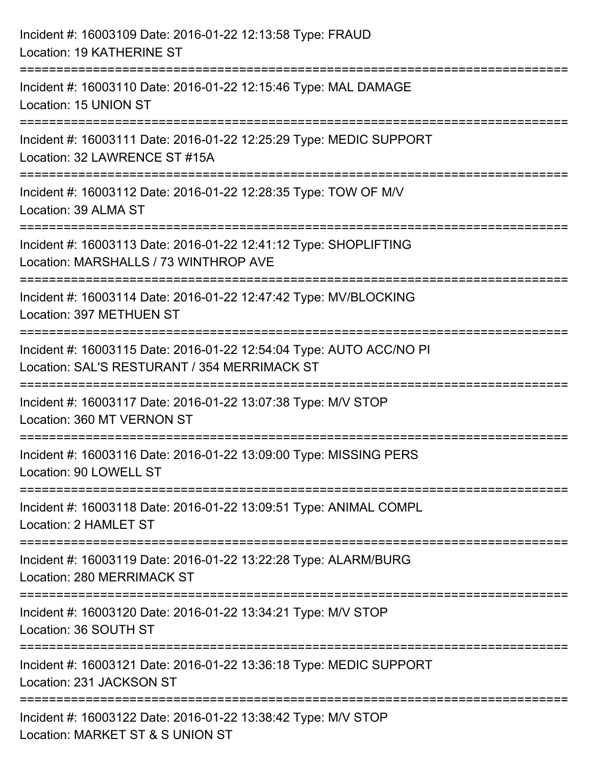Incident #: 16003109 Date: 2016-01-22 12:13:58 Type: FRAUD
Location: 19 KATHERINE ST

===========================================================================

Incident #: 16003110 Date: 2016-01-22 12:15:46 Type: MAL DAMAGE
Location: 15 UNION ST

===========================================================================

Incident #: 16003111 Date: 2016-01-22 12:25:29 Type: MEDIC SUPPORT
Location: 32 LAWRENCE ST #15A

===========================================================================

Incident #: 16003112 Date: 2016-01-22 12:28:35 Type: TOW OF M/V
Location: 39 ALMA ST

===========================================================================

Incident #: 16003113 Date: 2016-01-22 12:41:12 Type: SHOPLIFTING
Location: MARSHALLS / 73 WINTHROP AVE

===========================================================================

Incident #: 16003114 Date: 2016-01-22 12:47:42 Type: MV/BLOCKING
Location: 397 METHUEN ST

===========================================================================

Incident #: 16003115 Date: 2016-01-22 12:54:04 Type: AUTO ACC/NO PI
Location: SAL'S RESTURANT / 354 MERRIMACK ST

===========================================================================

Incident #: 16003117 Date: 2016-01-22 13:07:38 Type: M/V STOP
Location: 360 MT VERNON ST

===========================================================================

Incident #: 16003116 Date: 2016-01-22 13:09:00 Type: MISSING PERS
Location: 90 LOWELL ST

===========================================================================

Incident #: 16003118 Date: 2016-01-22 13:09:51 Type: ANIMAL COMPL
Location: 2 HAMLET ST

===========================================================================

Incident #: 16003119 Date: 2016-01-22 13:22:28 Type: ALARM/BURG
Location: 280 MERRIMACK ST

===========================================================================

Incident #: 16003120 Date: 2016-01-22 13:34:21 Type: M/V STOP
Location: 36 SOUTH ST

===========================================================================

Incident #: 16003121 Date: 2016-01-22 13:36:18 Type: MEDIC SUPPORT
Location: 231 JACKSON ST

===========================================================================

Incident #: 16003122 Date: 2016-01-22 13:38:42 Type: M/V STOP
Location: MARKET ST & S UNION ST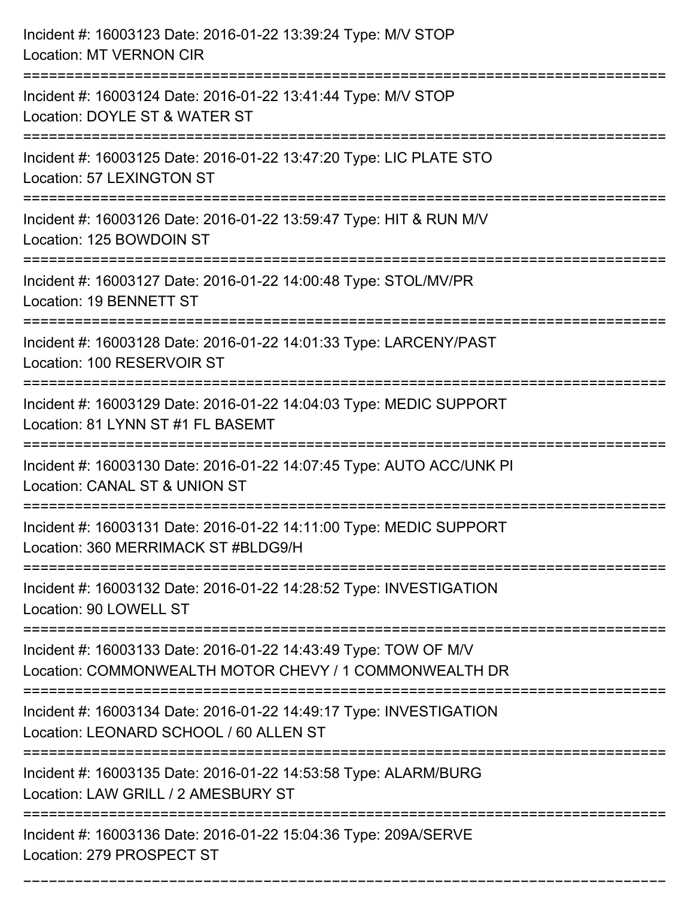Incident #: 16003123 Date: 2016-01-22 13:39:24 Type: M/V STOP
Location: MT VERNON CIR

===========================================================================

Incident #: 16003124 Date: 2016-01-22 13:41:44 Type: M/V STOP
Location: DOYLE ST & WATER ST

===========================================================================

Incident #: 16003125 Date: 2016-01-22 13:47:20 Type: LIC PLATE STO
Location: 57 LEXINGTON ST

===========================================================================

Incident #: 16003126 Date: 2016-01-22 13:59:47 Type: HIT & RUN M/V
Location: 125 BOWDOIN ST

===========================================================================

Incident #: 16003127 Date: 2016-01-22 14:00:48 Type: STOL/MV/PR
Location: 19 BENNETT ST

===========================================================================

Incident #: 16003128 Date: 2016-01-22 14:01:33 Type: LARCENY/PAST
Location: 100 RESERVOIR ST

===========================================================================

Incident #: 16003129 Date: 2016-01-22 14:04:03 Type: MEDIC SUPPORT
Location: 81 LYNN ST #1 FL BASEMT

===========================================================================

Incident #: 16003130 Date: 2016-01-22 14:07:45 Type: AUTO ACC/UNK PI
Location: CANAL ST & UNION ST

===========================================================================

Incident #: 16003131 Date: 2016-01-22 14:11:00 Type: MEDIC SUPPORT
Location: 360 MERRIMACK ST #BLDG9/H

===========================================================================

Incident #: 16003132 Date: 2016-01-22 14:28:52 Type: INVESTIGATION
Location: 90 LOWELL ST

===========================================================================

Incident #: 16003133 Date: 2016-01-22 14:43:49 Type: TOW OF M/V
Location: COMMONWEALTH MOTOR CHEVY / 1 COMMONWEALTH DR

===========================================================================

Incident #: 16003134 Date: 2016-01-22 14:49:17 Type: INVESTIGATION
Location: LEONARD SCHOOL / 60 ALLEN ST

===========================================================================

Incident #: 16003135 Date: 2016-01-22 14:53:58 Type: ALARM/BURG
Location: LAW GRILL / 2 AMESBURY ST

===========================================================================

Incident #: 16003136 Date: 2016-01-22 15:04:36 Type: 209A/SERVE
Location: 279 PROSPECT ST

===========================================================================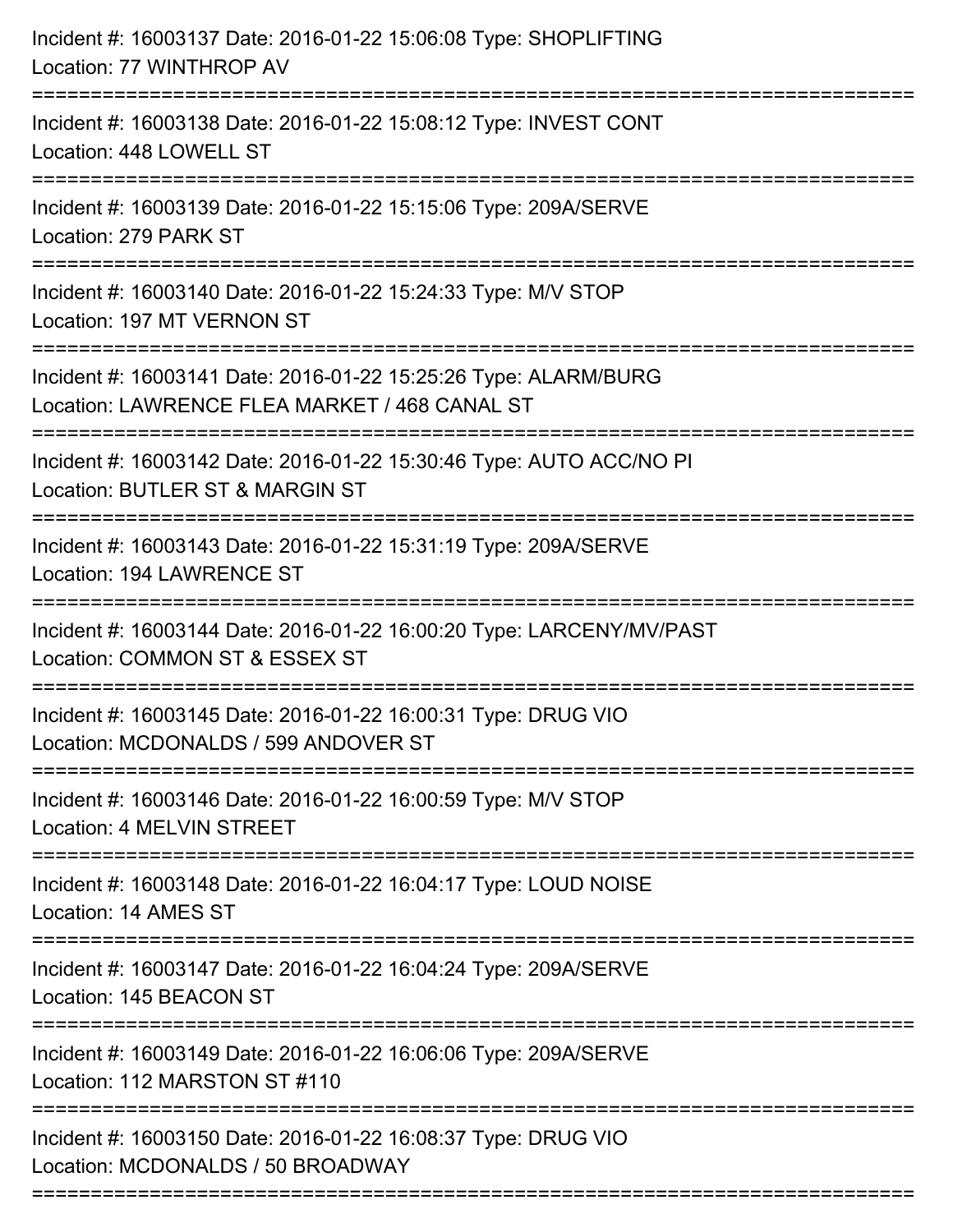Incident #: 16003137 Date: 2016-01-22 15:06:08 Type: SHOPLIFTING
Location: 77 WINTHROP AV

===========================================================================

Incident #: 16003138 Date: 2016-01-22 15:08:12 Type: INVEST CONT
Location: 448 LOWELL ST

===========================================================================

Incident #: 16003139 Date: 2016-01-22 15:15:06 Type: 209A/SERVE
Location: 279 PARK ST

===========================================================================

Incident #: 16003140 Date: 2016-01-22 15:24:33 Type: M/V STOP
Location: 197 MT VERNON ST

===========================================================================

Incident #: 16003141 Date: 2016-01-22 15:25:26 Type: ALARM/BURG
Location: LAWRENCE FLEA MARKET / 468 CANAL ST

===========================================================================

Incident #: 16003142 Date: 2016-01-22 15:30:46 Type: AUTO ACC/NO PI
Location: BUTLER ST & MARGIN ST

===========================================================================

Incident #: 16003143 Date: 2016-01-22 15:31:19 Type: 209A/SERVE
Location: 194 LAWRENCE ST

===========================================================================

Incident #: 16003144 Date: 2016-01-22 16:00:20 Type: LARCENY/MV/PAST
Location: COMMON ST & ESSEX ST

===========================================================================

Incident #: 16003145 Date: 2016-01-22 16:00:31 Type: DRUG VIO
Location: MCDONALDS / 599 ANDOVER ST

===========================================================================

Incident #: 16003146 Date: 2016-01-22 16:00:59 Type: M/V STOP
Location: 4 MELVIN STREET

===========================================================================

Incident #: 16003148 Date: 2016-01-22 16:04:17 Type: LOUD NOISE
Location: 14 AMES ST

===========================================================================

Incident #: 16003147 Date: 2016-01-22 16:04:24 Type: 209A/SERVE
Location: 145 BEACON ST

===========================================================================

Incident #: 16003149 Date: 2016-01-22 16:06:06 Type: 209A/SERVE
Location: 112 MARSTON ST #110

===========================================================================

Incident #: 16003150 Date: 2016-01-22 16:08:37 Type: DRUG VIO
Location: MCDONALDS / 50 BROADWAY

===========================================================================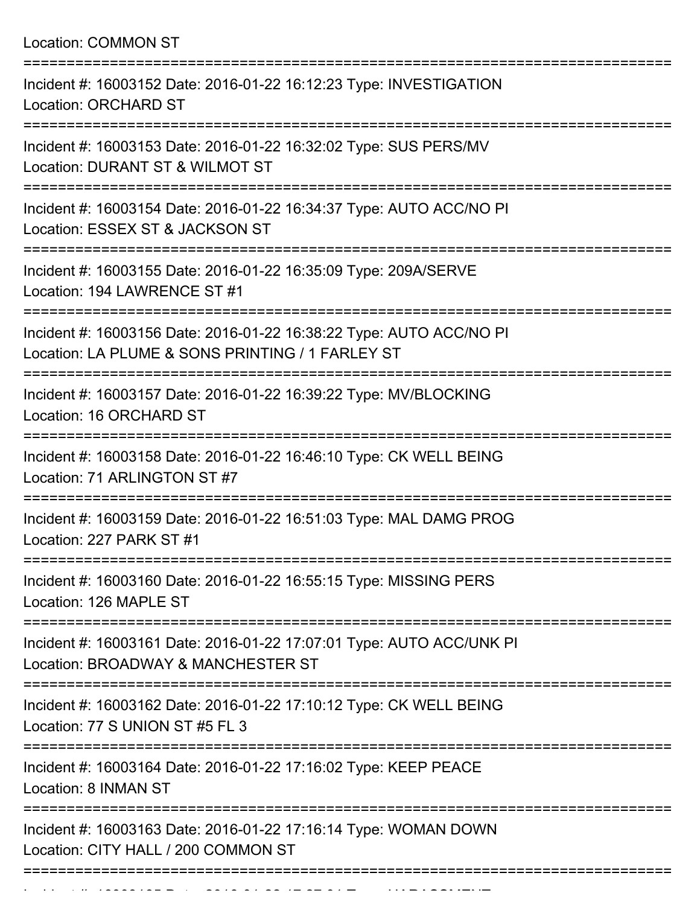Location: COMMON ST

===========================================================================

Incident #: 16003152 Date: 2016-01-22 16:12:23 Type: INVESTIGATION
Location: ORCHARD ST

===========================================================================

Incident #: 16003153 Date: 2016-01-22 16:32:02 Type: SUS PERS/MV
Location: DURANT ST & WILMOT ST

===========================================================================

Incident #: 16003154 Date: 2016-01-22 16:34:37 Type: AUTO ACC/NO PI
Location: ESSEX ST & JACKSON ST

===========================================================================

Incident #: 16003155 Date: 2016-01-22 16:35:09 Type: 209A/SERVE
Location: 194 LAWRENCE ST #1

===========================================================================

Incident #: 16003156 Date: 2016-01-22 16:38:22 Type: AUTO ACC/NO PI
Location: LA PLUME & SONS PRINTING / 1 FARLEY ST

===========================================================================

Incident #: 16003157 Date: 2016-01-22 16:39:22 Type: MV/BLOCKING
Location: 16 ORCHARD ST

===========================================================================

Incident #: 16003158 Date: 2016-01-22 16:46:10 Type: CK WELL BEING
Location: 71 ARLINGTON ST #7

===========================================================================

Incident #: 16003159 Date: 2016-01-22 16:51:03 Type: MAL DAMG PROG
Location: 227 PARK ST #1

===========================================================================

Incident #: 16003160 Date: 2016-01-22 16:55:15 Type: MISSING PERS
Location: 126 MAPLE ST

===========================================================================

Incident #: 16003161 Date: 2016-01-22 17:07:01 Type: AUTO ACC/UNK PI
Location: BROADWAY & MANCHESTER ST

===========================================================================

Incident #: 16003162 Date: 2016-01-22 17:10:12 Type: CK WELL BEING
Location: 77 S UNION ST #5 FL 3

===========================================================================

Incident #: 16003164 Date: 2016-01-22 17:16:02 Type: KEEP PEACE
Location: 8 INMAN ST

===========================================================================

Incident #: 16003163 Date: 2016-01-22 17:16:14 Type: WOMAN DOWN
Location: CITY HALL / 200 COMMON ST

===========================================================================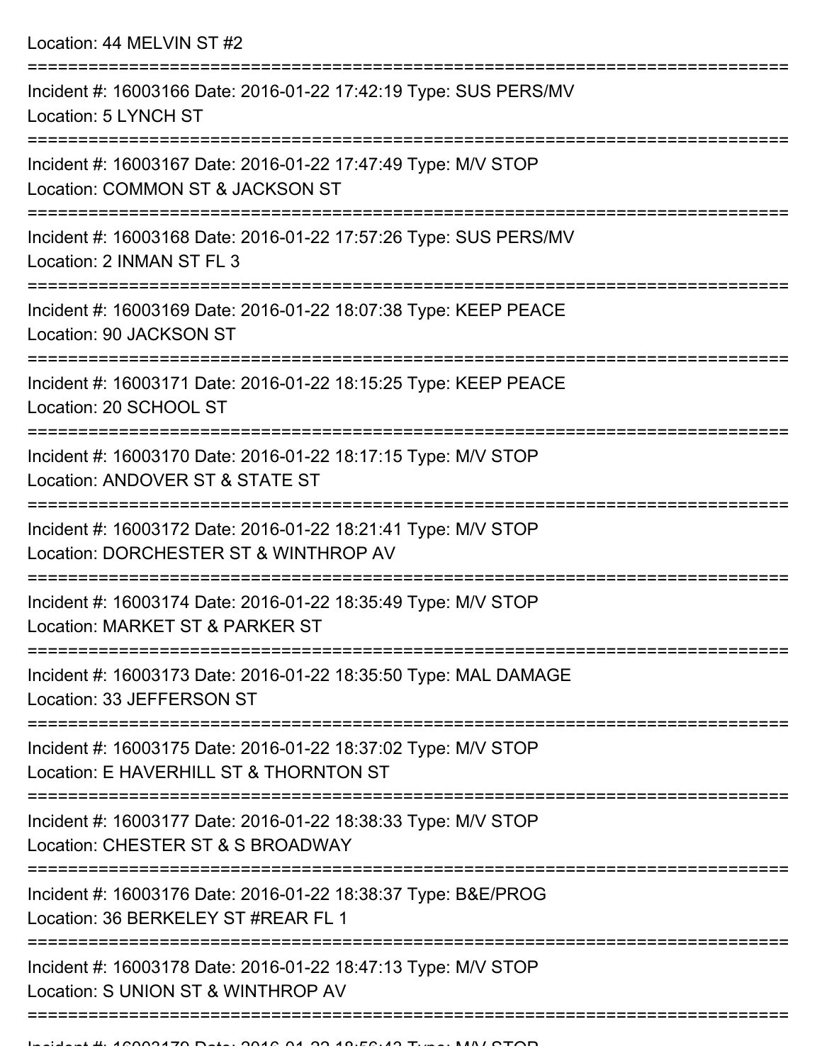Location: 44 MELVIN ST #2

===========================================================================

Incident #: 16003166 Date: 2016-01-22 17:42:19 Type: SUS PERS/MV
Location: 5 LYNCH ST

===========================================================================

Incident #: 16003167 Date: 2016-01-22 17:47:49 Type: M/V STOP
Location: COMMON ST & JACKSON ST

===========================================================================

Incident #: 16003168 Date: 2016-01-22 17:57:26 Type: SUS PERS/MV
Location: 2 INMAN ST FL 3

===========================================================================

Incident #: 16003169 Date: 2016-01-22 18:07:38 Type: KEEP PEACE
Location: 90 JACKSON ST

===========================================================================

Incident #: 16003171 Date: 2016-01-22 18:15:25 Type: KEEP PEACE
Location: 20 SCHOOL ST

===========================================================================

Incident #: 16003170 Date: 2016-01-22 18:17:15 Type: M/V STOP
Location: ANDOVER ST & STATE ST

===========================================================================

Incident #: 16003172 Date: 2016-01-22 18:21:41 Type: M/V STOP
Location: DORCHESTER ST & WINTHROP AV

===========================================================================

Incident #: 16003174 Date: 2016-01-22 18:35:49 Type: M/V STOP
Location: MARKET ST & PARKER ST

===========================================================================

Incident #: 16003173 Date: 2016-01-22 18:35:50 Type: MAL DAMAGE
Location: 33 JEFFERSON ST

===========================================================================

Incident #: 16003175 Date: 2016-01-22 18:37:02 Type: M/V STOP
Location: E HAVERHILL ST & THORNTON ST

===========================================================================

Incident #: 16003177 Date: 2016-01-22 18:38:33 Type: M/V STOP
Location: CHESTER ST & S BROADWAY

===========================================================================

Incident #: 16003176 Date: 2016-01-22 18:38:37 Type: B&E/PROG
Location: 36 BERKELEY ST #REAR FL 1

===========================================================================

Incident #: 16003178 Date: 2016-01-22 18:47:13 Type: M/V STOP
Location: S UNION ST & WINTHROP AV

===========================================================================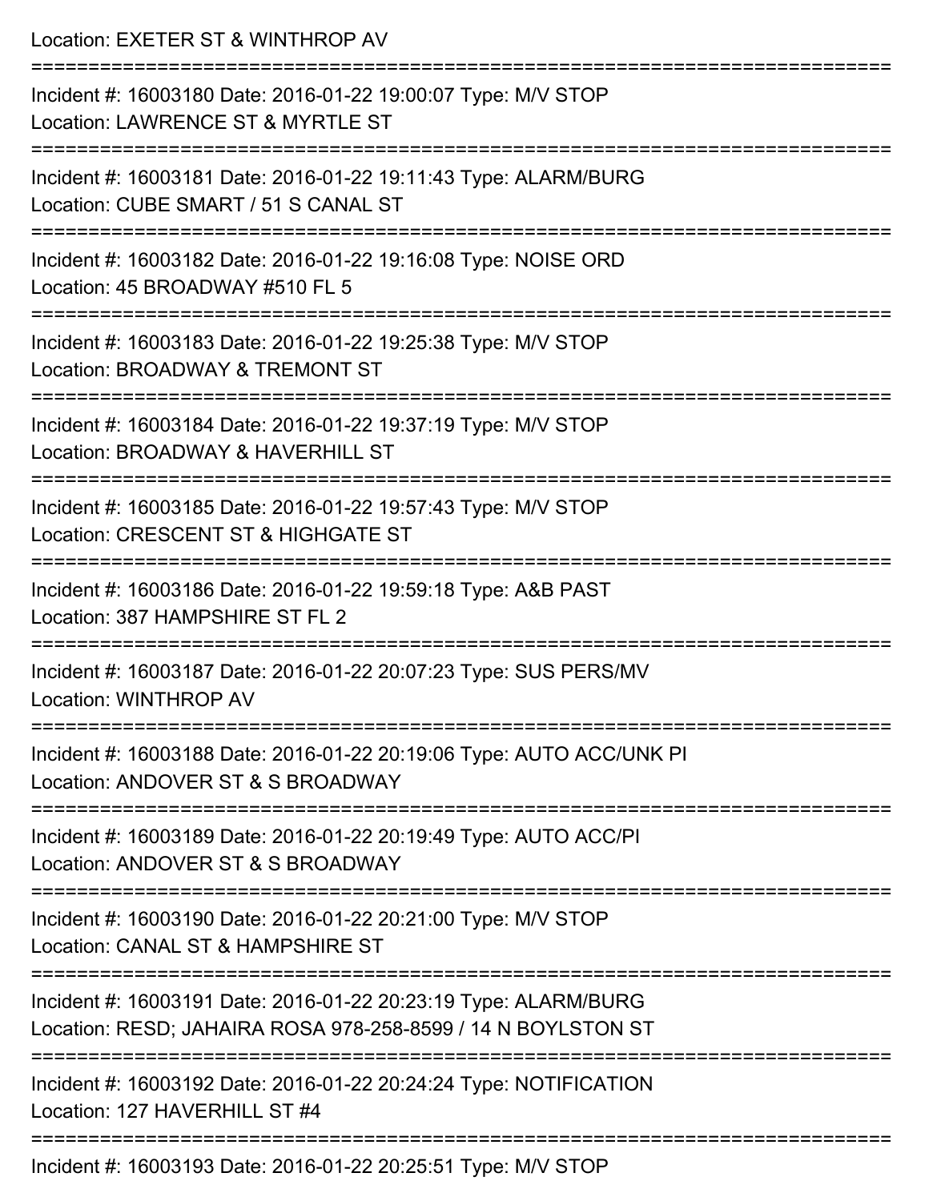Location: EXETER ST & WINTHROP AV

===========================================================================

Incident #: 16003180 Date: 2016-01-22 19:00:07 Type: M/V STOP
Location: LAWRENCE ST & MYRTLE ST

===========================================================================

Incident #: 16003181 Date: 2016-01-22 19:11:43 Type: ALARM/BURG
Location: CUBE SMART / 51 S CANAL ST

===========================================================================

Incident #: 16003182 Date: 2016-01-22 19:16:08 Type: NOISE ORD
Location: 45 BROADWAY #510 FL 5

===========================================================================

Incident #: 16003183 Date: 2016-01-22 19:25:38 Type: M/V STOP
Location: BROADWAY & TREMONT ST

===========================================================================

Incident #: 16003184 Date: 2016-01-22 19:37:19 Type: M/V STOP
Location: BROADWAY & HAVERHILL ST

===========================================================================

Incident #: 16003185 Date: 2016-01-22 19:57:43 Type: M/V STOP
Location: CRESCENT ST & HIGHGATE ST

===========================================================================

Incident #: 16003186 Date: 2016-01-22 19:59:18 Type: A&B PAST
Location: 387 HAMPSHIRE ST FL 2

===========================================================================

Incident #: 16003187 Date: 2016-01-22 20:07:23 Type: SUS PERS/MV
Location: WINTHROP AV

===========================================================================

Incident #: 16003188 Date: 2016-01-22 20:19:06 Type: AUTO ACC/UNK PI
Location: ANDOVER ST & S BROADWAY

===========================================================================

Incident #: 16003189 Date: 2016-01-22 20:19:49 Type: AUTO ACC/PI
Location: ANDOVER ST & S BROADWAY

===========================================================================

Incident #: 16003190 Date: 2016-01-22 20:21:00 Type: M/V STOP
Location: CANAL ST & HAMPSHIRE ST

===========================================================================

Incident #: 16003191 Date: 2016-01-22 20:23:19 Type: ALARM/BURG
Location: RESD; JAHAIRA ROSA 978-258-8599 / 14 N BOYLSTON ST

===========================================================================

Incident #: 16003192 Date: 2016-01-22 20:24:24 Type: NOTIFICATION
Location: 127 HAVERHILL ST #4

===========================================================================

Incident #: 16003193 Date: 2016-01-22 20:25:51 Type: M/V STOP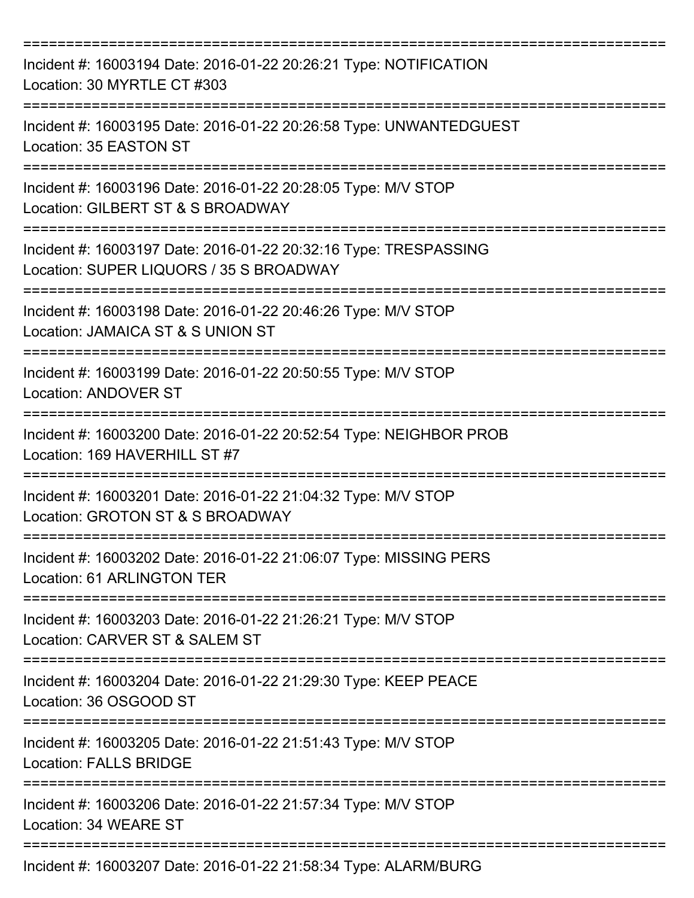===========================================================================

Incident #: 16003194 Date: 2016-01-22 20:26:21 Type: NOTIFICATION
Location: 30 MYRTLE CT #303

===========================================================================

Incident #: 16003195 Date: 2016-01-22 20:26:58 Type: UNWANTEDGUEST
Location: 35 EASTON ST

===========================================================================

Incident #: 16003196 Date: 2016-01-22 20:28:05 Type: M/V STOP
Location: GILBERT ST & S BROADWAY

===========================================================================

Incident #: 16003197 Date: 2016-01-22 20:32:16 Type: TRESPASSING
Location: SUPER LIQUORS / 35 S BROADWAY

===========================================================================

Incident #: 16003198 Date: 2016-01-22 20:46:26 Type: M/V STOP
Location: JAMAICA ST & S UNION ST

===========================================================================

Incident #: 16003199 Date: 2016-01-22 20:50:55 Type: M/V STOP
Location: ANDOVER ST

===========================================================================

Incident #: 16003200 Date: 2016-01-22 20:52:54 Type: NEIGHBOR PROB
Location: 169 HAVERHILL ST #7

===========================================================================

Incident #: 16003201 Date: 2016-01-22 21:04:32 Type: M/V STOP
Location: GROTON ST & S BROADWAY

===========================================================================

Incident #: 16003202 Date: 2016-01-22 21:06:07 Type: MISSING PERS
Location: 61 ARLINGTON TER

===========================================================================

Incident #: 16003203 Date: 2016-01-22 21:26:21 Type: M/V STOP
Location: CARVER ST & SALEM ST

===========================================================================

Incident #: 16003204 Date: 2016-01-22 21:29:30 Type: KEEP PEACE
Location: 36 OSGOOD ST

===========================================================================

Incident #: 16003205 Date: 2016-01-22 21:51:43 Type: M/V STOP
Location: FALLS BRIDGE

===========================================================================

Incident #: 16003206 Date: 2016-01-22 21:57:34 Type: M/V STOP
Location: 34 WEARE ST

===========================================================================

Incident #: 16003207 Date: 2016-01-22 21:58:34 Type: ALARM/BURG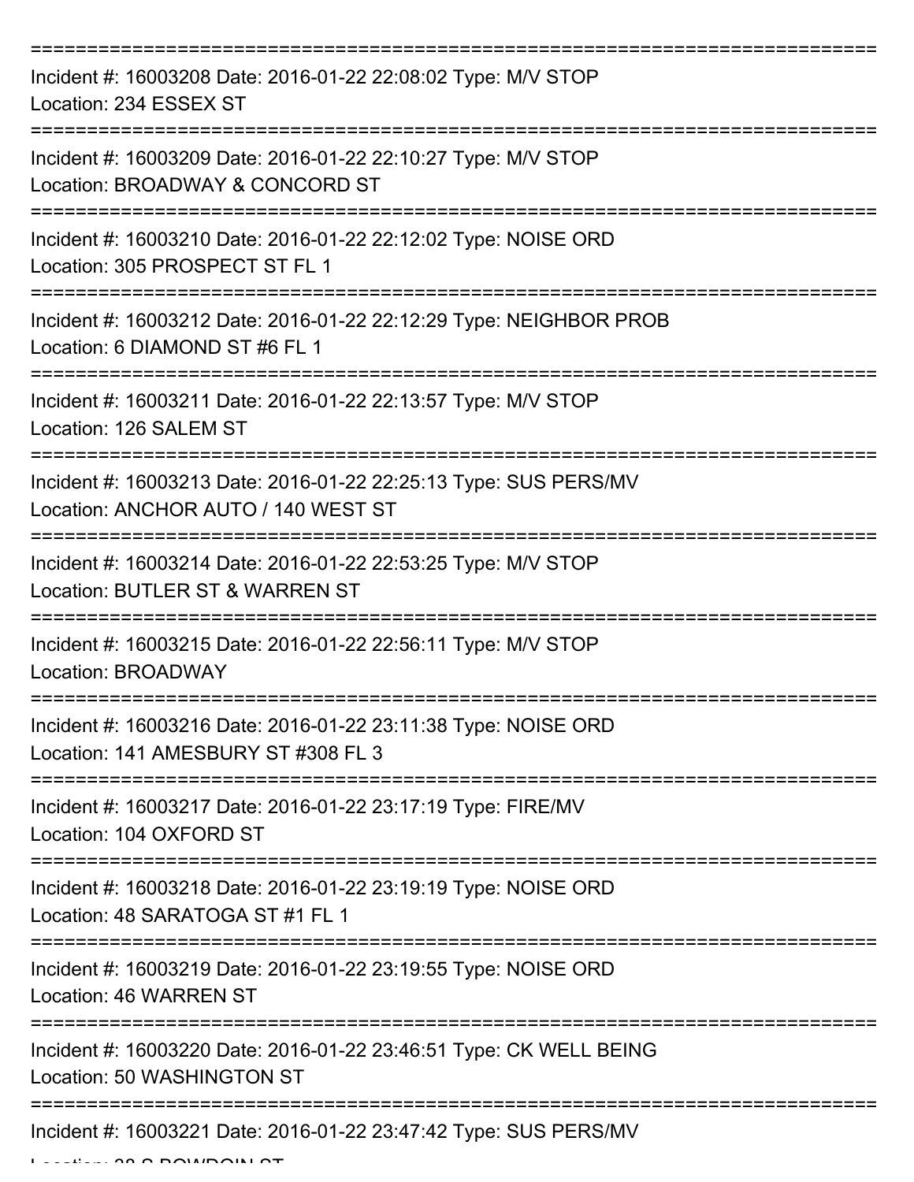===========================================================================

Incident #: 16003208 Date: 2016-01-22 22:08:02 Type: M/V STOP

Location: 234 ESSEX ST

===========================================================================

Incident #: 16003209 Date: 2016-01-22 22:10:27 Type: M/V STOP

Location: BROADWAY & CONCORD ST

===========================================================================

Incident #: 16003210 Date: 2016-01-22 22:12:02 Type: NOISE ORD

Location: 305 PROSPECT ST FL 1

===========================================================================

Incident #: 16003212 Date: 2016-01-22 22:12:29 Type: NEIGHBOR PROB

Location: 6 DIAMOND ST #6 FL 1

===========================================================================

Incident #: 16003211 Date: 2016-01-22 22:13:57 Type: M/V STOP

Location: 126 SALEM ST

===========================================================================

Incident #: 16003213 Date: 2016-01-22 22:25:13 Type: SUS PERS/MV

Location: ANCHOR AUTO / 140 WEST ST

===========================================================================

Incident #: 16003214 Date: 2016-01-22 22:53:25 Type: M/V STOP

Location: BUTLER ST & WARREN ST

===========================================================================

Incident #: 16003215 Date: 2016-01-22 22:56:11 Type: M/V STOP

Location: BROADWAY

===========================================================================

Incident #: 16003216 Date: 2016-01-22 23:11:38 Type: NOISE ORD

Location: 141 AMESBURY ST #308 FL 3

===========================================================================

Incident #: 16003217 Date: 2016-01-22 23:17:19 Type: FIRE/MV

Location: 104 OXFORD ST

===========================================================================

Incident #: 16003218 Date: 2016-01-22 23:19:19 Type: NOISE ORD

Location: 48 SARATOGA ST #1 FL 1

===========================================================================

Incident #: 16003219 Date: 2016-01-22 23:19:55 Type: NOISE ORD

Location: 46 WARREN ST

===========================================================================

Incident #: 16003220 Date: 2016-01-22 23:46:51 Type: CK WELL BEING

Location: 50 WASHINGTON ST

===========================================================================

Incident #: 16003221 Date: 2016-01-22 23:47:42 Type: SUS PERS/MV

Location: 38 S BOWDOIN ST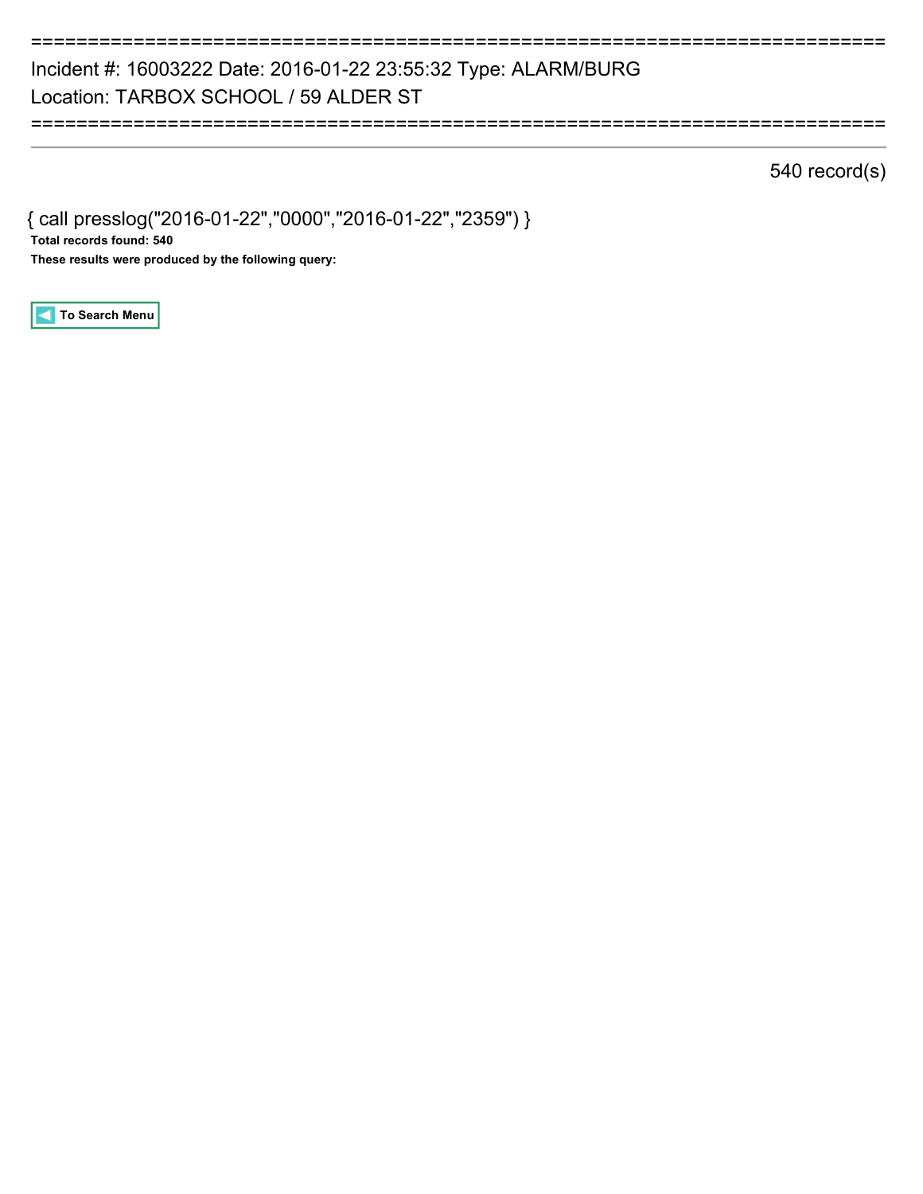===========================================================================
Incident #: 16003222 Date: 2016-01-22 23:55:32 Type: ALARM/BURG
Location: TARBOX SCHOOL / 59 ALDER ST
===========================================================================

---

540 record(s)

{ call presslog("2016-01-22","0000","2016-01-22","2359") }

**Total records found: 540**

**These results were produced by the following query:**

**To Search Menu**